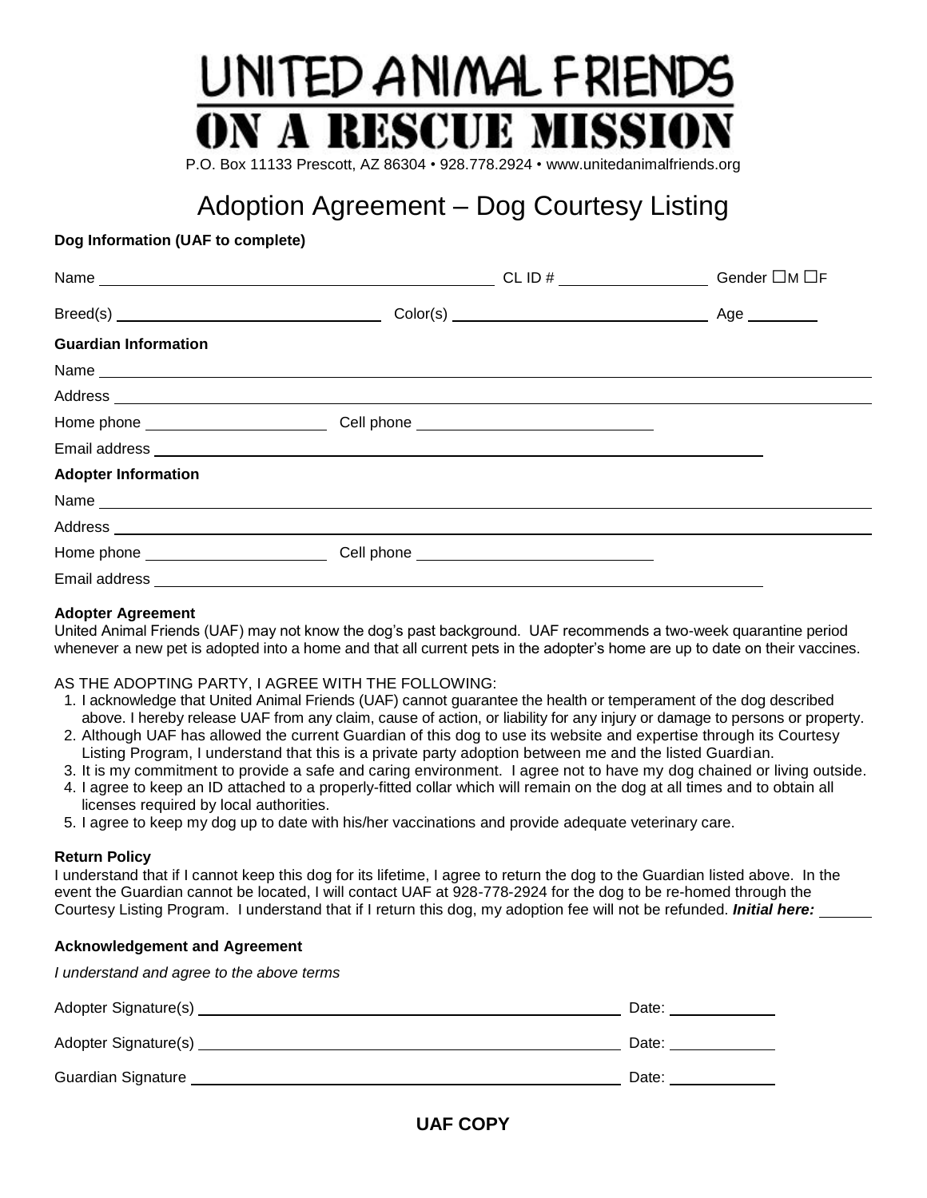# UNITED ANIMAL FRIENDS
## ON A RESCUE MISSION

P.O. Box 11133 Prescott, AZ 86304 • 928.778.2924 • www.unitedanimalfriends.org

# Adoption Agreement – Dog Courtesy Listing

**Dog Information (UAF to complete)**

Name ______________________________ CL ID # ______________ Gender ☐M ☐F

Breed(s) ______________________ Color(s) ______________________ Age ________

**Guardian Information**

Name ________________________________________________________________

Address ______________________________________________________________

Home phone __________________ Cell phone ______________________

Email address _________________________________________________________

**Adopter Information**

Name ________________________________________________________________

Address ______________________________________________________________

Home phone __________________ Cell phone ______________________

Email address _________________________________________________________

**Adopter Agreement**

United Animal Friends (UAF) may not know the dog's past background. UAF recommends a two-week quarantine period whenever a new pet is adopted into a home and that all current pets in the adopter's home are up to date on their vaccines.

AS THE ADOPTING PARTY, I AGREE WITH THE FOLLOWING:

1. I acknowledge that United Animal Friends (UAF) cannot guarantee the health or temperament of the dog described above. I hereby release UAF from any claim, cause of action, or liability for any injury or damage to persons or property.
2. Although UAF has allowed the current Guardian of this dog to use its website and expertise through its Courtesy Listing Program, I understand that this is a private party adoption between me and the listed Guardian.
3. It is my commitment to provide a safe and caring environment. I agree not to have my dog chained or living outside.
4. I agree to keep an ID attached to a properly-fitted collar which will remain on the dog at all times and to obtain all licenses required by local authorities.
5. I agree to keep my dog up to date with his/her vaccinations and provide adequate veterinary care.

**Return Policy**

I understand that if I cannot keep this dog for its lifetime, I agree to return the dog to the Guardian listed above. In the event the Guardian cannot be located, I will contact UAF at 928-778-2924 for the dog to be re-homed through the Courtesy Listing Program. I understand that if I return this dog, my adoption fee will not be refunded. ***Initial here:*** ______

**Acknowledgement and Agreement**

*I understand and agree to the above terms*

Adopter Signature(s) ______________________________________ Date: __________

Adopter Signature(s) ______________________________________ Date: __________

Guardian Signature ________________________________________ Date: __________

**UAF COPY**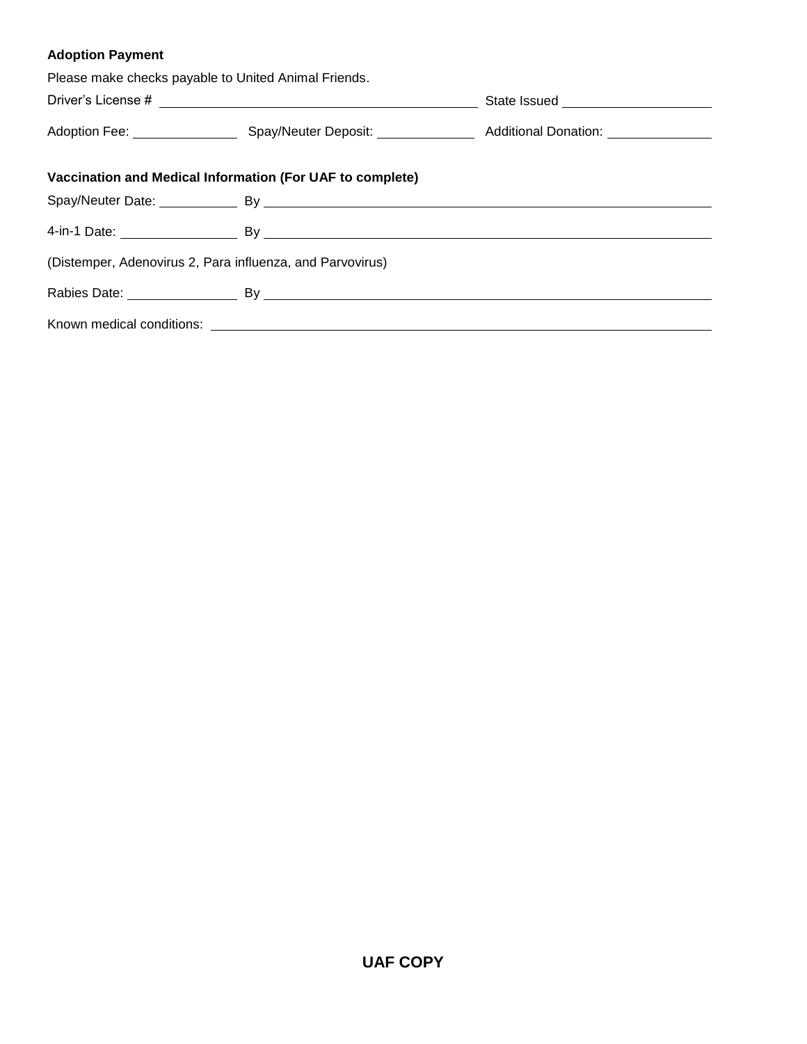**Adoption Payment**

Please make checks payable to United Animal Friends.

Driver's License # ______________________________ State Issued ______________

Adoption Fee: __________ Spay/Neuter Deposit: __________ Additional Donation: __________

**Vaccination and Medical Information (For UAF to complete)**

Spay/Neuter Date: ________ By ______________________________________________

4-in-1 Date: __________ By ______________________________________________

(Distemper, Adenovirus 2, Para influenza, and Parvovirus)

Rabies Date: __________ By ______________________________________________

Known medical conditions: ______________________________________________

**UAF COPY**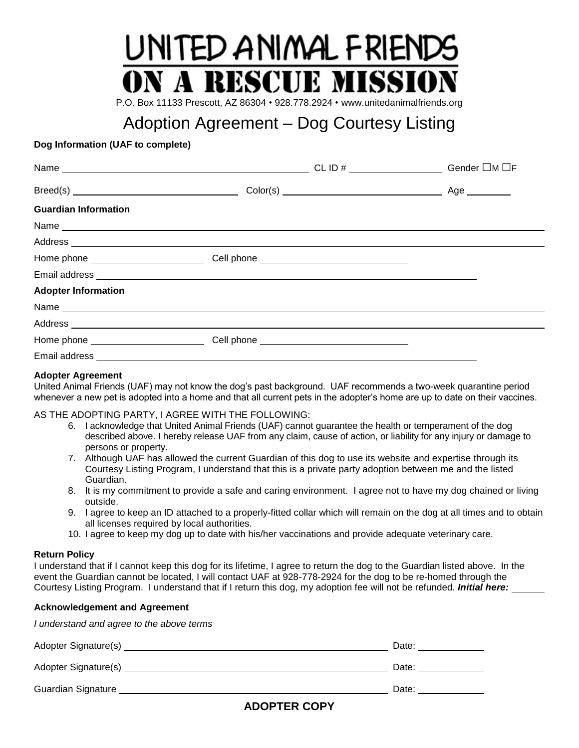# UNITED ANIMAL FRIENDS
# ON A RESCUE MISSION

P.O. Box 11133 Prescott, AZ 86304 • 928.778.2924 • www.unitedanimalfriends.org

## Adoption Agreement – Dog Courtesy Listing

**Dog Information (UAF to complete)**

Name ______________________________ CL ID # ______________ Gender ☐M ☐F

Breed(s) ______________________ Color(s) ______________________ Age ________

**Guardian Information**

Name ______________________________________________________________

Address ____________________________________________________________

Home phone __________________ Cell phone ______________________

Email address ______________________________________________________

**Adopter Information**

Name ______________________________________________________________

Address ____________________________________________________________

Home phone __________________ Cell phone ______________________

Email address ______________________________________________________

**Adopter Agreement**

United Animal Friends (UAF) may not know the dog's past background. UAF recommends a two-week quarantine period whenever a new pet is adopted into a home and that all current pets in the adopter's home are up to date on their vaccines.

AS THE ADOPTING PARTY, I AGREE WITH THE FOLLOWING:

6. I acknowledge that United Animal Friends (UAF) cannot guarantee the health or temperament of the dog described above. I hereby release UAF from any claim, cause of action, or liability for any injury or damage to persons or property.
7. Although UAF has allowed the current Guardian of this dog to use its website and expertise through its Courtesy Listing Program, I understand that this is a private party adoption between me and the listed Guardian.
8. It is my commitment to provide a safe and caring environment. I agree not to have my dog chained or living outside.
9. I agree to keep an ID attached to a properly-fitted collar which will remain on the dog at all times and to obtain all licenses required by local authorities.
10. I agree to keep my dog up to date with his/her vaccinations and provide adequate veterinary care.

**Return Policy**

I understand that if I cannot keep this dog for its lifetime, I agree to return the dog to the Guardian listed above. In the event the Guardian cannot be located, I will contact UAF at 928-778-2924 for the dog to be re-homed through the Courtesy Listing Program. I understand that if I return this dog, my adoption fee will not be refunded. ***Initial here:*** ______

**Acknowledgement and Agreement**

*I understand and agree to the above terms*

Adopter Signature(s) ______________________________________ Date: __________

Adopter Signature(s) ______________________________________ Date: __________

Guardian Signature ________________________________________ Date: __________

**ADOPTER COPY**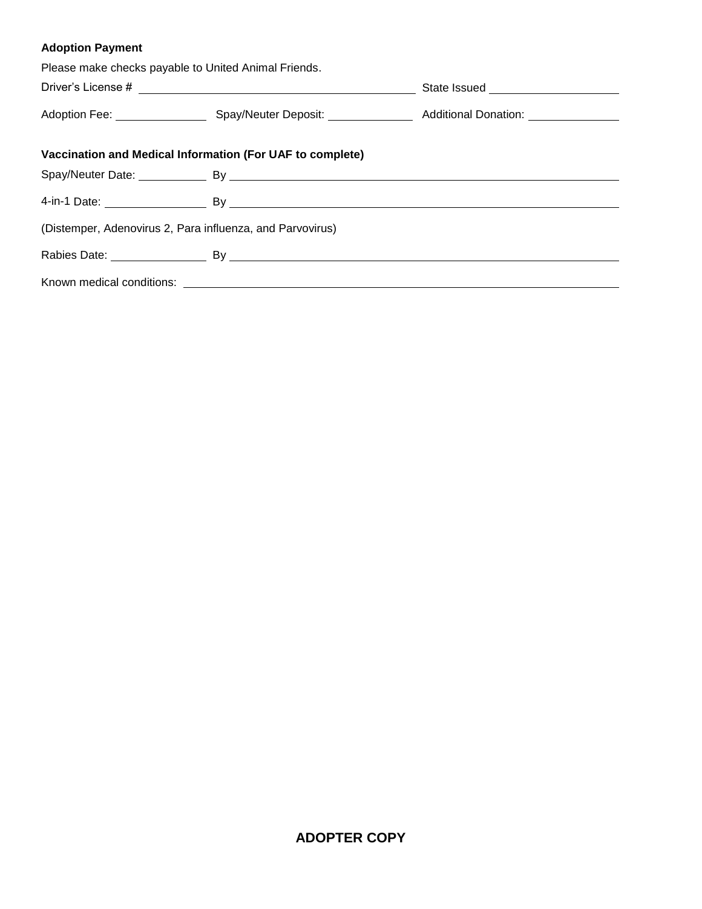**Adoption Payment**

Please make checks payable to United Animal Friends.

Driver's License # ____________________________________________ State Issued ____________________

Adoption Fee: ______________ Spay/Neuter Deposit: ______________ Additional Donation: ______________

**Vaccination and Medical Information (For UAF to complete)**

Spay/Neuter Date: ___________ By ____________________________________________________________

4-in-1 Date: ________________ By ____________________________________________________________

(Distemper, Adenovirus 2, Para influenza, and Parvovirus)

Rabies Date: ________________ By ____________________________________________________________

Known medical conditions: ____________________________________________________________________

**ADOPTER COPY**